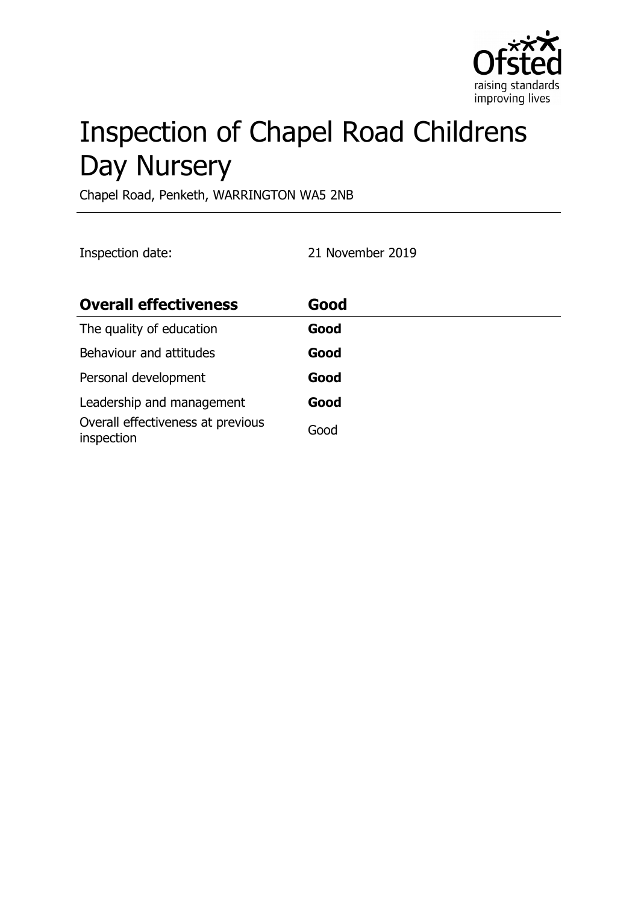# Inspection of Chapel Road Childrens Day Nursery

Chapel Road, Penketh, WARRINGTON WA5 2NB

Inspection date: 21 November 2019

| **Overall effectiveness** | **Good** |
|---|---|
| The quality of education | **Good** |
| Behaviour and attitudes | **Good** |
| Personal development | **Good** |
| Leadership and management | **Good** |
| Overall effectiveness at previous inspection | Good |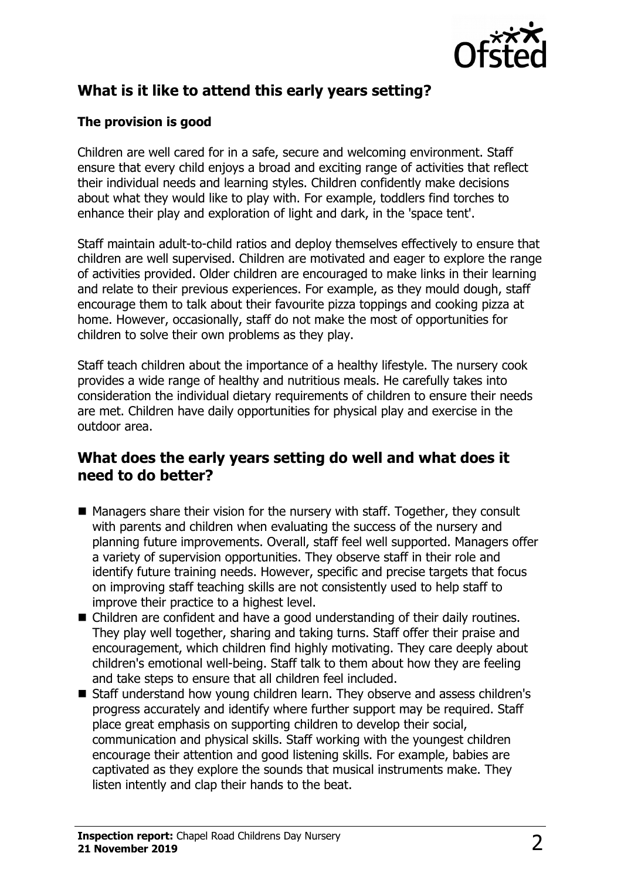## What is it like to attend this early years setting?

### The provision is good

Children are well cared for in a safe, secure and welcoming environment. Staff ensure that every child enjoys a broad and exciting range of activities that reflect their individual needs and learning styles. Children confidently make decisions about what they would like to play with. For example, toddlers find torches to enhance their play and exploration of light and dark, in the 'space tent'.

Staff maintain adult-to-child ratios and deploy themselves effectively to ensure that children are well supervised. Children are motivated and eager to explore the range of activities provided. Older children are encouraged to make links in their learning and relate to their previous experiences. For example, as they mould dough, staff encourage them to talk about their favourite pizza toppings and cooking pizza at home. However, occasionally, staff do not make the most of opportunities for children to solve their own problems as they play.

Staff teach children about the importance of a healthy lifestyle. The nursery cook provides a wide range of healthy and nutritious meals. He carefully takes into consideration the individual dietary requirements of children to ensure their needs are met. Children have daily opportunities for physical play and exercise in the outdoor area.

## What does the early years setting do well and what does it need to do better?

- Managers share their vision for the nursery with staff. Together, they consult with parents and children when evaluating the success of the nursery and planning future improvements. Overall, staff feel well supported. Managers offer a variety of supervision opportunities. They observe staff in their role and identify future training needs. However, specific and precise targets that focus on improving staff teaching skills are not consistently used to help staff to improve their practice to a highest level.
- Children are confident and have a good understanding of their daily routines. They play well together, sharing and taking turns. Staff offer their praise and encouragement, which children find highly motivating. They care deeply about children's emotional well-being. Staff talk to them about how they are feeling and take steps to ensure that all children feel included.
- Staff understand how young children learn. They observe and assess children's progress accurately and identify where further support may be required. Staff place great emphasis on supporting children to develop their social, communication and physical skills. Staff working with the youngest children encourage their attention and good listening skills. For example, babies are captivated as they explore the sounds that musical instruments make. They listen intently and clap their hands to the beat.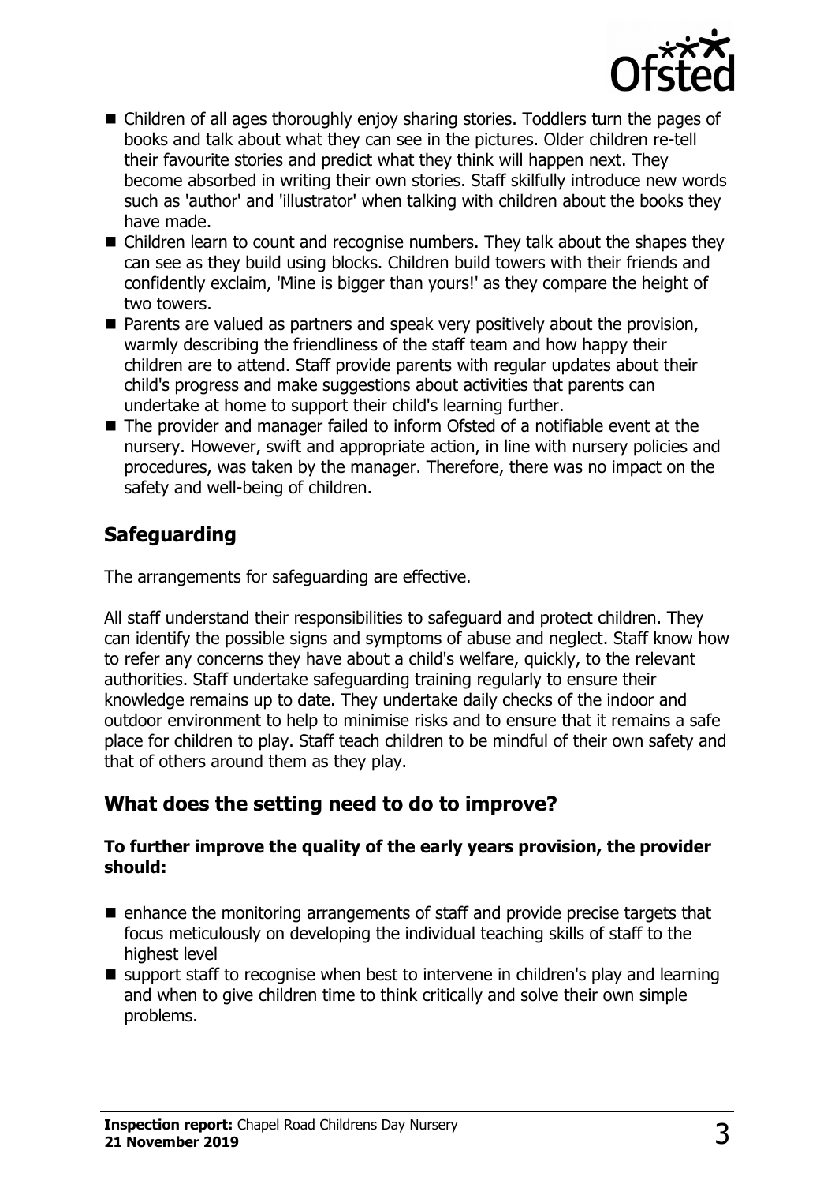- Children of all ages thoroughly enjoy sharing stories. Toddlers turn the pages of books and talk about what they can see in the pictures. Older children re-tell their favourite stories and predict what they think will happen next. They become absorbed in writing their own stories. Staff skilfully introduce new words such as 'author' and 'illustrator' when talking with children about the books they have made.
- Children learn to count and recognise numbers. They talk about the shapes they can see as they build using blocks. Children build towers with their friends and confidently exclaim, 'Mine is bigger than yours!' as they compare the height of two towers.
- Parents are valued as partners and speak very positively about the provision, warmly describing the friendliness of the staff team and how happy their children are to attend. Staff provide parents with regular updates about their child's progress and make suggestions about activities that parents can undertake at home to support their child's learning further.
- The provider and manager failed to inform Ofsted of a notifiable event at the nursery. However, swift and appropriate action, in line with nursery policies and procedures, was taken by the manager. Therefore, there was no impact on the safety and well-being of children.

## Safeguarding

The arrangements for safeguarding are effective.

All staff understand their responsibilities to safeguard and protect children. They can identify the possible signs and symptoms of abuse and neglect. Staff know how to refer any concerns they have about a child's welfare, quickly, to the relevant authorities. Staff undertake safeguarding training regularly to ensure their knowledge remains up to date. They undertake daily checks of the indoor and outdoor environment to help to minimise risks and to ensure that it remains a safe place for children to play. Staff teach children to be mindful of their own safety and that of others around them as they play.

## What does the setting need to do to improve?

**To further improve the quality of the early years provision, the provider should:**

- enhance the monitoring arrangements of staff and provide precise targets that focus meticulously on developing the individual teaching skills of staff to the highest level
- support staff to recognise when best to intervene in children's play and learning and when to give children time to think critically and solve their own simple problems.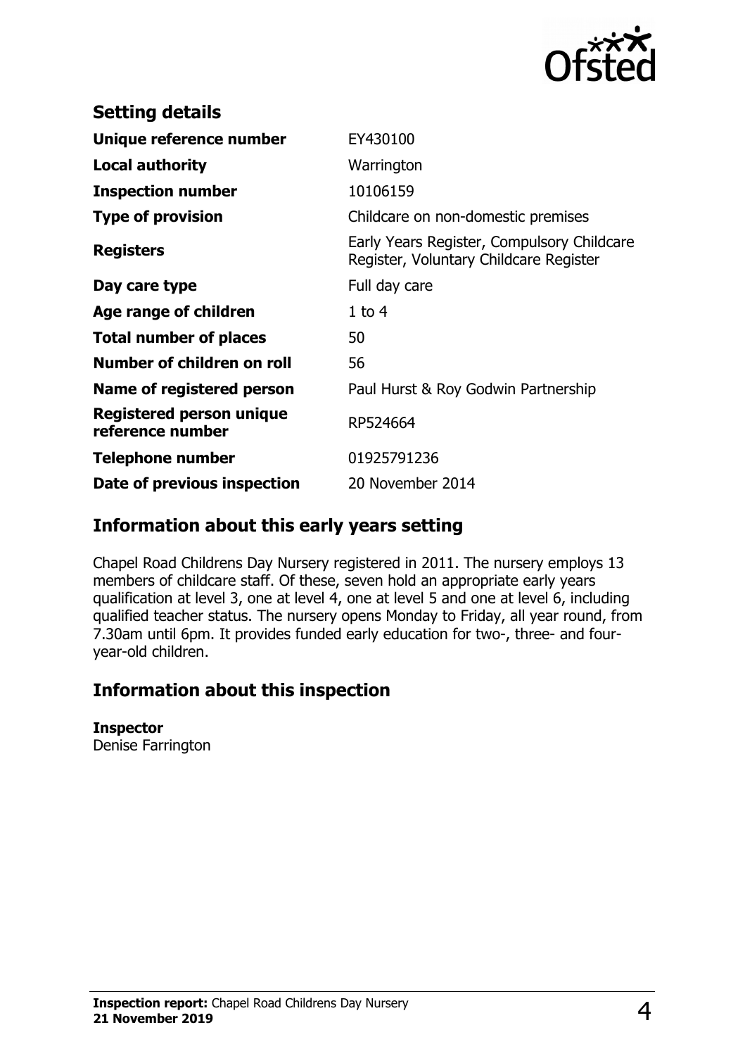## Setting details

| | |
|---|---|
| **Unique reference number** | EY430100 |
| **Local authority** | Warrington |
| **Inspection number** | 10106159 |
| **Type of provision** | Childcare on non-domestic premises |
| **Registers** | Early Years Register, Compulsory Childcare Register, Voluntary Childcare Register |
| **Day care type** | Full day care |
| **Age range of children** | 1 to 4 |
| **Total number of places** | 50 |
| **Number of children on roll** | 56 |
| **Name of registered person** | Paul Hurst & Roy Godwin Partnership |
| **Registered person unique reference number** | RP524664 |
| **Telephone number** | 01925791236 |
| **Date of previous inspection** | 20 November 2014 |

## Information about this early years setting

Chapel Road Childrens Day Nursery registered in 2011. The nursery employs 13 members of childcare staff. Of these, seven hold an appropriate early years qualification at level 3, one at level 4, one at level 5 and one at level 6, including qualified teacher status. The nursery opens Monday to Friday, all year round, from 7.30am until 6pm. It provides funded early education for two-, three- and four-year-old children.

## Information about this inspection

**Inspector**
Denise Farrington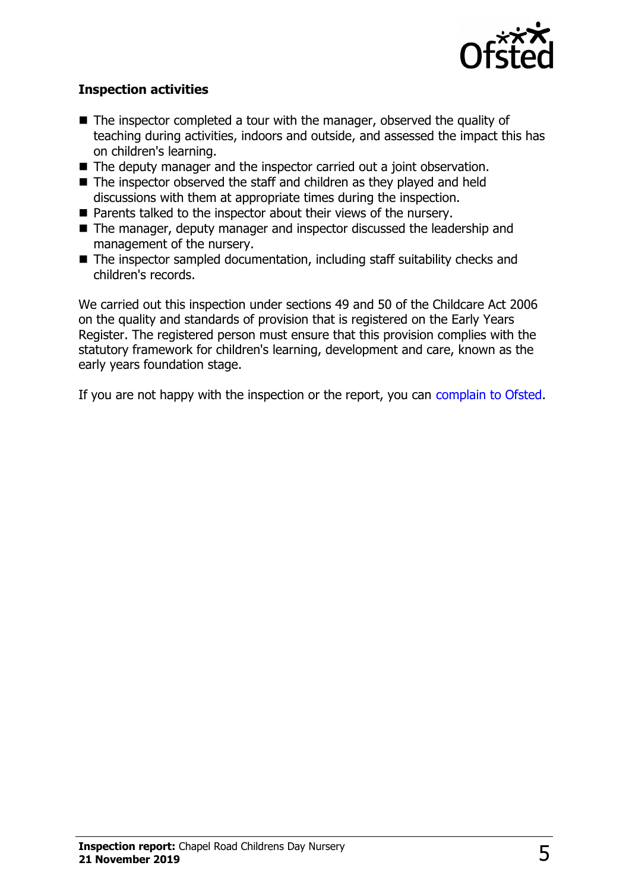### Inspection activities

- The inspector completed a tour with the manager, observed the quality of teaching during activities, indoors and outside, and assessed the impact this has on children's learning.
- The deputy manager and the inspector carried out a joint observation.
- The inspector observed the staff and children as they played and held discussions with them at appropriate times during the inspection.
- Parents talked to the inspector about their views of the nursery.
- The manager, deputy manager and inspector discussed the leadership and management of the nursery.
- The inspector sampled documentation, including staff suitability checks and children's records.

We carried out this inspection under sections 49 and 50 of the Childcare Act 2006 on the quality and standards of provision that is registered on the Early Years Register. The registered person must ensure that this provision complies with the statutory framework for children's learning, development and care, known as the early years foundation stage.

If you are not happy with the inspection or the report, you can complain to Ofsted.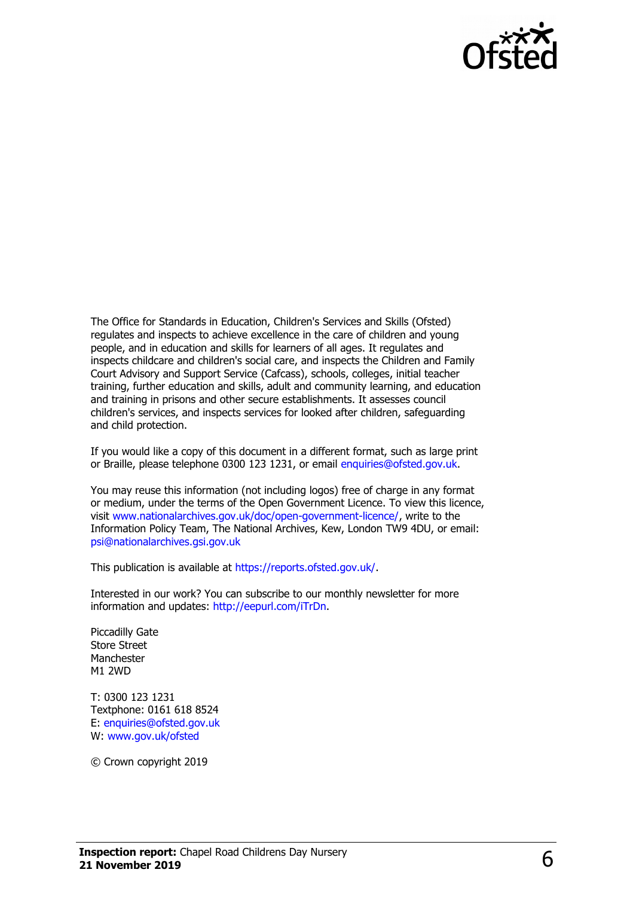The Office for Standards in Education, Children's Services and Skills (Ofsted) regulates and inspects to achieve excellence in the care of children and young people, and in education and skills for learners of all ages. It regulates and inspects childcare and children's social care, and inspects the Children and Family Court Advisory and Support Service (Cafcass), schools, colleges, initial teacher training, further education and skills, adult and community learning, and education and training in prisons and other secure establishments. It assesses council children's services, and inspects services for looked after children, safeguarding and child protection.

If you would like a copy of this document in a different format, such as large print or Braille, please telephone 0300 123 1231, or email enquiries@ofsted.gov.uk.

You may reuse this information (not including logos) free of charge in any format or medium, under the terms of the Open Government Licence. To view this licence, visit www.nationalarchives.gov.uk/doc/open-government-licence/, write to the Information Policy Team, The National Archives, Kew, London TW9 4DU, or email: psi@nationalarchives.gsi.gov.uk

This publication is available at https://reports.ofsted.gov.uk/.

Interested in our work? You can subscribe to our monthly newsletter for more information and updates: http://eepurl.com/iTrDn.

Piccadilly Gate
Store Street
Manchester
M1 2WD

T: 0300 123 1231
Textphone: 0161 618 8524
E: enquiries@ofsted.gov.uk
W: www.gov.uk/ofsted

© Crown copyright 2019